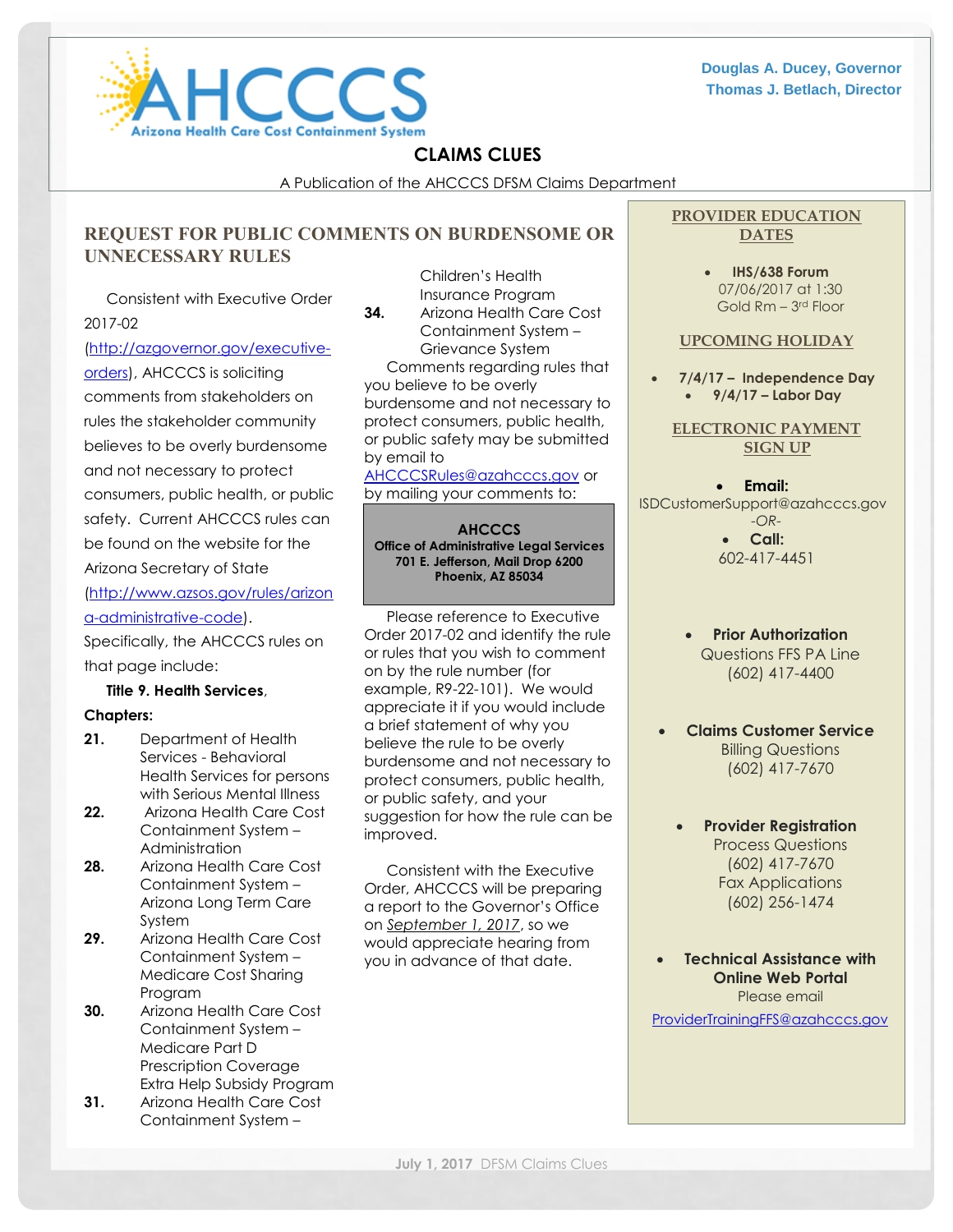Douglas A. Ducey, Governor
Thomas J. Betlach, Director

# CLAIMS CLUES

A Publication of the AHCCCS DFSM Claims Department

## REQUEST FOR PUBLIC COMMENTS ON BURDENSOME OR UNNECESSARY RULES

Consistent with Executive Order 2017-02 (http://azgovernor.gov/executive-orders), AHCCCS is soliciting comments from stakeholders on rules the stakeholder community believes to be overly burdensome and not necessary to protect consumers, public health, or public safety. Current AHCCCS rules can be found on the website for the Arizona Secretary of State (http://www.azsos.gov/rules/arizona-administrative-code). Specifically, the AHCCCS rules on that page include:

**Title 9. Health Services**,

**Chapters:**

- **21.** Department of Health Services - Behavioral Health Services for persons with Serious Mental Illness
- **22.** Arizona Health Care Cost Containment System – Administration
- **28.** Arizona Health Care Cost Containment System – Arizona Long Term Care System
- **29.** Arizona Health Care Cost Containment System – Medicare Cost Sharing Program
- **30.** Arizona Health Care Cost Containment System – Medicare Part D Prescription Coverage Extra Help Subsidy Program
- **31.** Arizona Health Care Cost Containment System – Children's Health Insurance Program
- **34.** Arizona Health Care Cost Containment System – Grievance System

Comments regarding rules that you believe to be overly burdensome and not necessary to protect consumers, public health, or public safety may be submitted by email to AHCCCSRules@azahcccs.gov or by mailing your comments to:

**AHCCCS**
**Office of Administrative Legal Services**
**701 E. Jefferson, Mail Drop 6200**
**Phoenix, AZ 85034**

Please reference to Executive Order 2017-02 and identify the rule or rules that you wish to comment on by the rule number (for example, R9-22-101). We would appreciate it if you would include a brief statement of why you believe the rule to be overly burdensome and not necessary to protect consumers, public health, or public safety, and your suggestion for how the rule can be improved.

Consistent with the Executive Order, AHCCCS will be preparing a report to the Governor's Office on *September 1, 2017*, so we would appreciate hearing from you in advance of that date.

## PROVIDER EDUCATION DATES

- **IHS/638 Forum**
  07/06/2017 at 1:30
  Gold Rm – 3rd Floor

## UPCOMING HOLIDAY

- **7/4/17 – Independence Day**
- **9/4/17 – Labor Day**

## ELECTRONIC PAYMENT SIGN UP

- **Email:**
  ISDCustomerSupport@azahcccs.gov
  *-OR-*
- **Call:**
  602-417-4451

- **Prior Authorization**
  Questions FFS PA Line
  (602) 417-4400

- **Claims Customer Service**
  Billing Questions
  (602) 417-7670

- **Provider Registration**
  Process Questions
  (602) 417-7670
  Fax Applications
  (602) 256-1474

- **Technical Assistance with Online Web Portal**
  Please email
  ProviderTrainingFFS@azahcccs.gov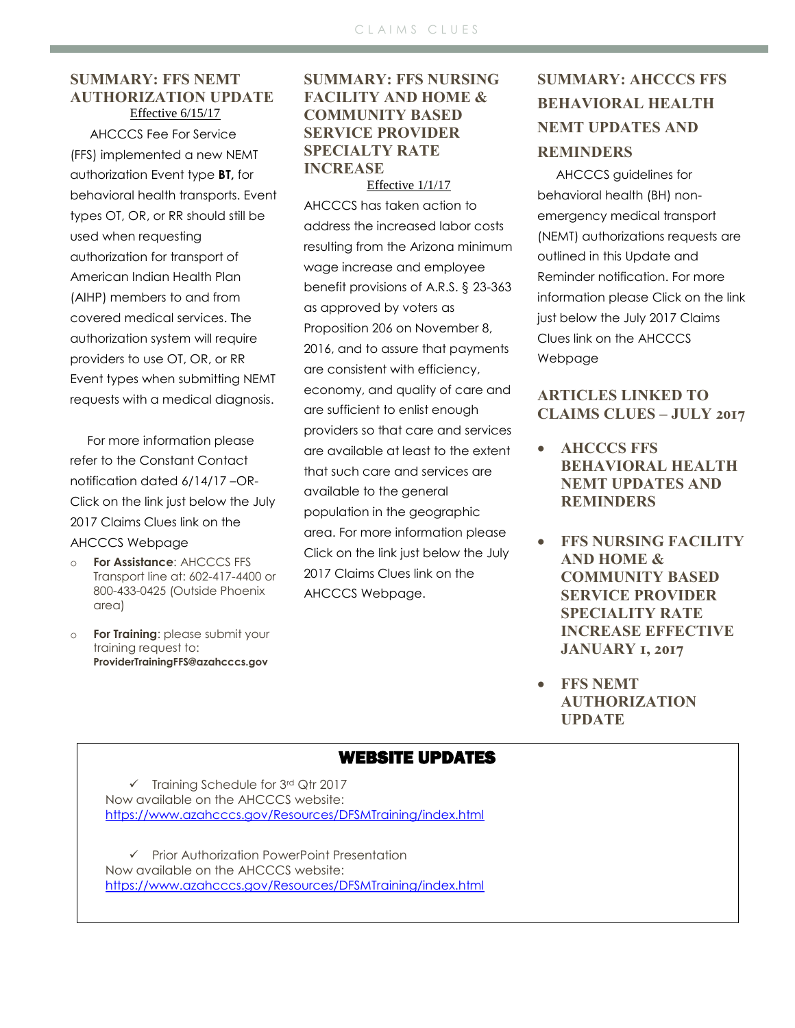## SUMMARY: FFS NEMT AUTHORIZATION UPDATE

Effective 6/15/17

AHCCCS Fee For Service (FFS) implemented a new NEMT authorization Event type **BT,** for behavioral health transports. Event types OT, OR, or RR should still be used when requesting authorization for transport of American Indian Health Plan (AIHP) members to and from covered medical services. The authorization system will require providers to use OT, OR, or RR Event types when submitting NEMT requests with a medical diagnosis.

For more information please refer to the Constant Contact notification dated 6/14/17 –OR- Click on the link just below the July 2017 Claims Clues link on the AHCCCS Webpage

- **For Assistance**: AHCCCS FFS Transport line at: 602-417-4400 or 800-433-0425 (Outside Phoenix area)
- **For Training**: please submit your training request to: **ProviderTrainingFFS@azahcccs.gov**

## SUMMARY: FFS NURSING FACILITY AND HOME & COMMUNITY BASED SERVICE PROVIDER SPECIALTY RATE INCREASE

Effective 1/1/17

AHCCCS has taken action to address the increased labor costs resulting from the Arizona minimum wage increase and employee benefit provisions of A.R.S. § 23-363 as approved by voters as Proposition 206 on November 8, 2016, and to assure that payments are consistent with efficiency, economy, and quality of care and are sufficient to enlist enough providers so that care and services are available at least to the extent that such care and services are available to the general population in the geographic area. For more information please Click on the link just below the July 2017 Claims Clues link on the AHCCCS Webpage.

## SUMMARY: AHCCCS FFS BEHAVIORAL HEALTH NEMT UPDATES AND REMINDERS

AHCCCS guidelines for behavioral health (BH) non-emergency medical transport (NEMT) authorizations requests are outlined in this Update and Reminder notification. For more information please Click on the link just below the July 2017 Claims Clues link on the AHCCCS Webpage

## ARTICLES LINKED TO CLAIMS CLUES – JULY 2017

- **AHCCCS FFS BEHAVIORAL HEALTH NEMT UPDATES AND REMINDERS**
- **FFS NURSING FACILITY AND HOME & COMMUNITY BASED SERVICE PROVIDER SPECIALITY RATE INCREASE EFFECTIVE JANUARY 1, 2017**
- **FFS NEMT AUTHORIZATION UPDATE**

## WEBSITE UPDATES

✓ Training Schedule for 3rd Qtr 2017
Now available on the AHCCCS website:
https://www.azahcccs.gov/Resources/DFSMTraining/index.html

✓ Prior Authorization PowerPoint Presentation
Now available on the AHCCCS website:
https://www.azahcccs.gov/Resources/DFSMTraining/index.html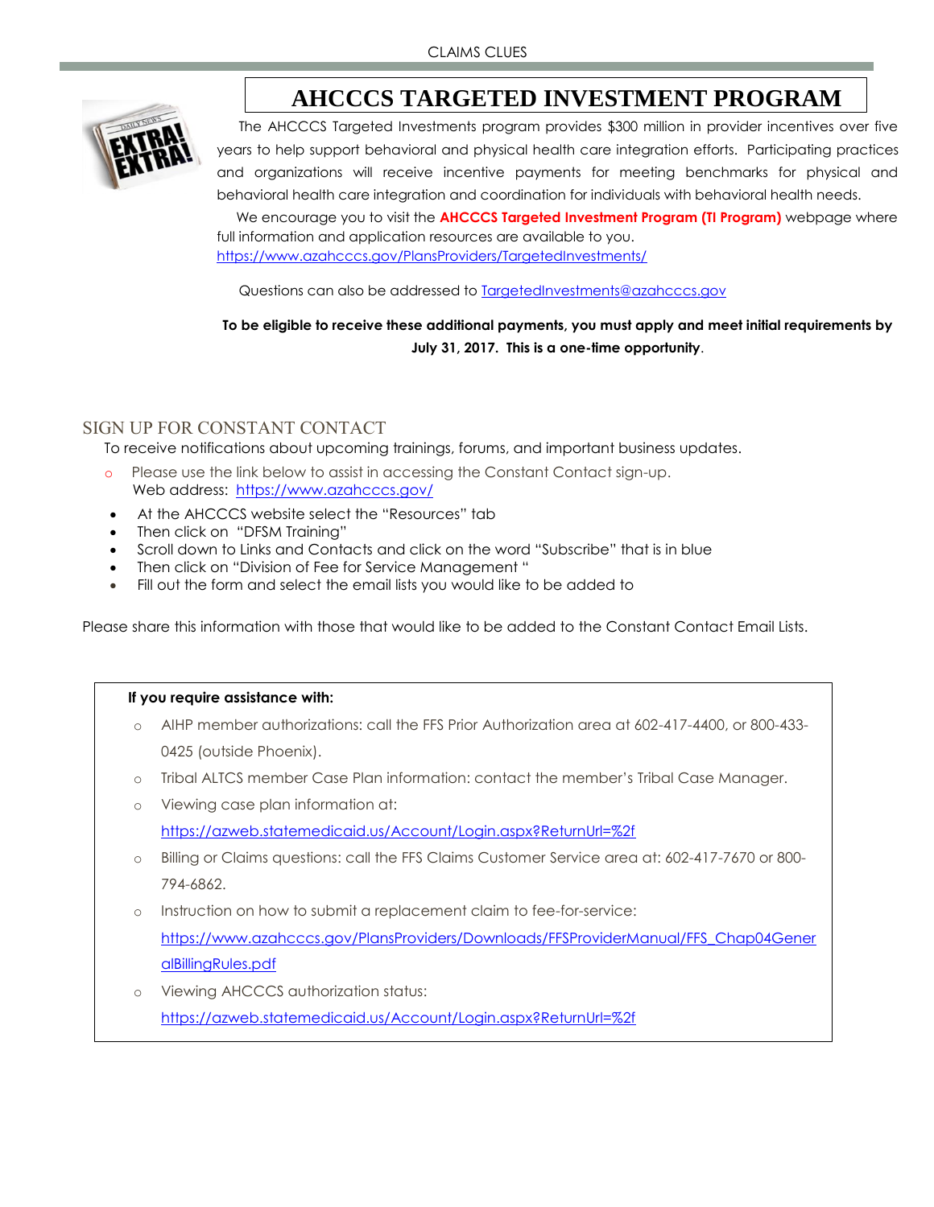# AHCCCS TARGETED INVESTMENT PROGRAM

The AHCCCS Targeted Investments program provides $300 million in provider incentives over five years to help support behavioral and physical health care integration efforts. Participating practices and organizations will receive incentive payments for meeting benchmarks for physical and behavioral health care integration and coordination for individuals with behavioral health needs.

We encourage you to visit the **AHCCCS Targeted Investment Program (TI Program)** webpage where full information and application resources are available to you.
https://www.azahcccs.gov/PlansProviders/TargetedInvestments/

Questions can also be addressed to TargetedInvestments@azahcccs.gov

**To be eligible to receive these additional payments, you must apply and meet initial requirements by July 31, 2017. This is a one-time opportunity**.

## SIGN UP FOR CONSTANT CONTACT

To receive notifications about upcoming trainings, forums, and important business updates.

- Please use the link below to assist in accessing the Constant Contact sign-up.
  Web address: https://www.azahcccs.gov/

- At the AHCCCS website select the "Resources" tab
- Then click on "DFSM Training"
- Scroll down to Links and Contacts and click on the word "Subscribe" that is in blue
- Then click on "Division of Fee for Service Management "
- Fill out the form and select the email lists you would like to be added to

Please share this information with those that would like to be added to the Constant Contact Email Lists.

**If you require assistance with:**

- AIHP member authorizations: call the FFS Prior Authorization area at 602-417-4400, or 800-433-0425 (outside Phoenix).
- Tribal ALTCS member Case Plan information: contact the member's Tribal Case Manager.
- Viewing case plan information at:
  https://azweb.statemedicaid.us/Account/Login.aspx?ReturnUrl=%2f
- Billing or Claims questions: call the FFS Claims Customer Service area at: 602-417-7670 or 800-794-6862.
- Instruction on how to submit a replacement claim to fee-for-service:
  https://www.azahcccs.gov/PlansProviders/Downloads/FFSProviderManual/FFS_Chap04GeneralBillingRules.pdf
- Viewing AHCCCS authorization status:
  https://azweb.statemedicaid.us/Account/Login.aspx?ReturnUrl=%2f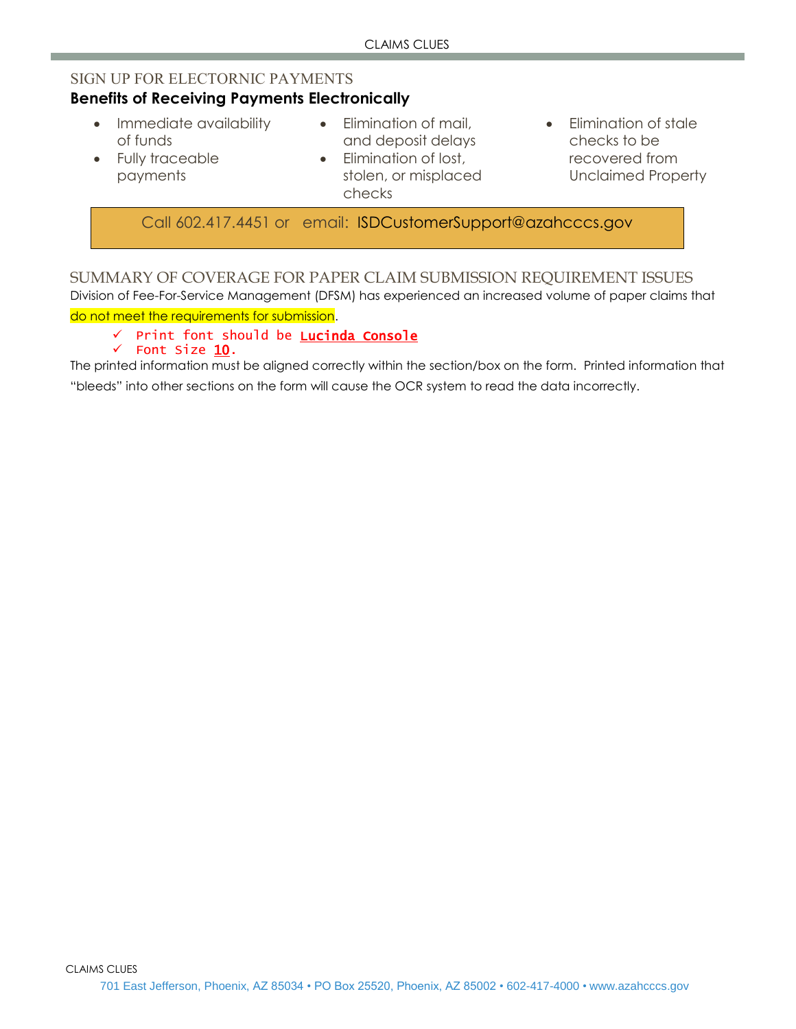## SIGN UP FOR ELECTORNIC PAYMENTS

### Benefits of Receiving Payments Electronically

- Immediate availability of funds
- Fully traceable payments
- Elimination of mail, and deposit delays
- Elimination of lost, stolen, or misplaced checks
- Elimination of stale checks to be recovered from Unclaimed Property

Call 602.417.4451 or email: ISDCustomerSupport@azahcccs.gov

## SUMMARY OF COVERAGE FOR PAPER CLAIM SUBMISSION REQUIREMENT ISSUES

Division of Fee-For-Service Management (DFSM) has experienced an increased volume of paper claims that do not meet the requirements for submission.

- ✓ Print font should be **Lucinda Console**
- ✓ Font Size **10**.

The printed information must be aligned correctly within the section/box on the form. Printed information that "bleeds" into other sections on the form will cause the OCR system to read the data incorrectly.